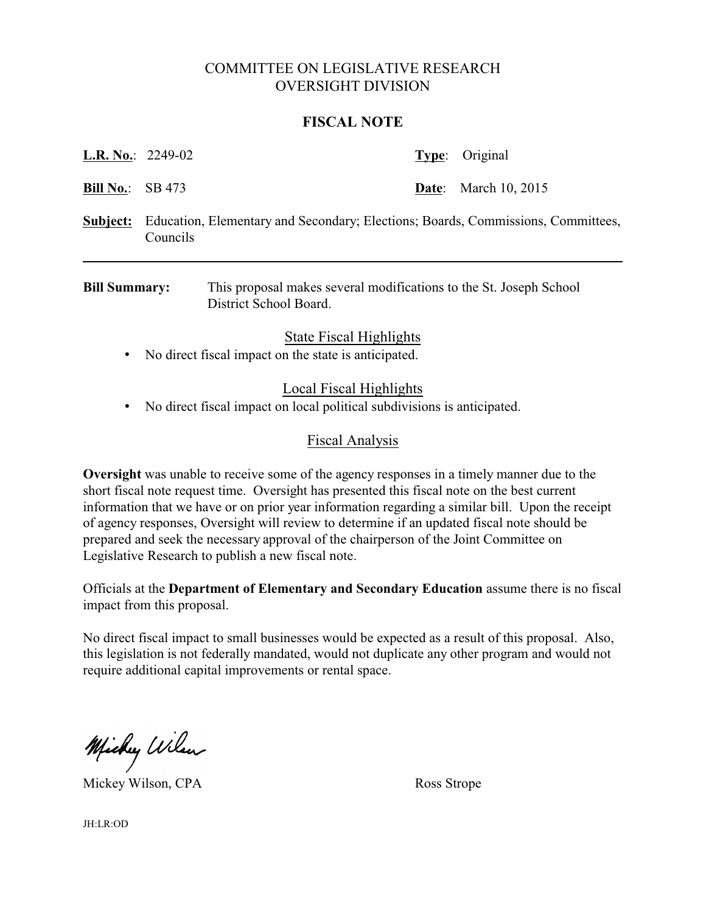# COMMITTEE ON LEGISLATIVE RESEARCH
# OVERSIGHT DIVISION

## FISCAL NOTE

**L.R. No.**: 2249-02 **Type**: Original

**Bill No.**: SB 473 **Date**: March 10, 2015

**Subject:** Education, Elementary and Secondary; Elections; Boards, Commissions, Committees, Councils

---

**Bill Summary:** This proposal makes several modifications to the St. Joseph School District School Board.

### State Fiscal Highlights

- No direct fiscal impact on the state is anticipated.

### Local Fiscal Highlights

- No direct fiscal impact on local political subdivisions is anticipated.

### Fiscal Analysis

**Oversight** was unable to receive some of the agency responses in a timely manner due to the short fiscal note request time. Oversight has presented this fiscal note on the best current information that we have or on prior year information regarding a similar bill. Upon the receipt of agency responses, Oversight will review to determine if an updated fiscal note should be prepared and seek the necessary approval of the chairperson of the Joint Committee on Legislative Research to publish a new fiscal note.

Officials at the **Department of Elementary and Secondary Education** assume there is no fiscal impact from this proposal.

No direct fiscal impact to small businesses would be expected as a result of this proposal. Also, this legislation is not federally mandated, would not duplicate any other program and would not require additional capital improvements or rental space.

Mickey Wilson, CPA Ross Strope

JH:LR:OD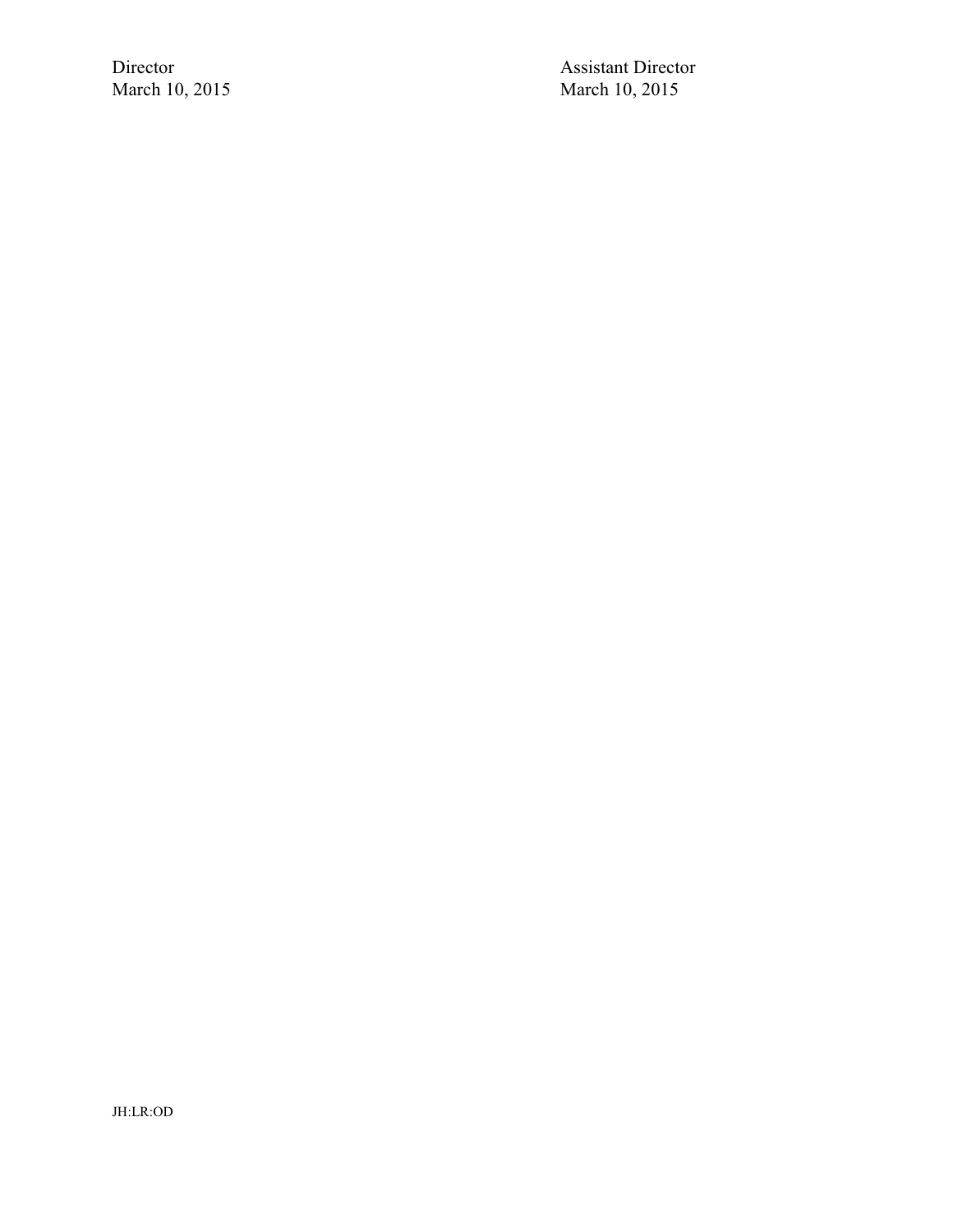Director
March 10, 2015

Assistant Director
March 10, 2015

JH:LR:OD